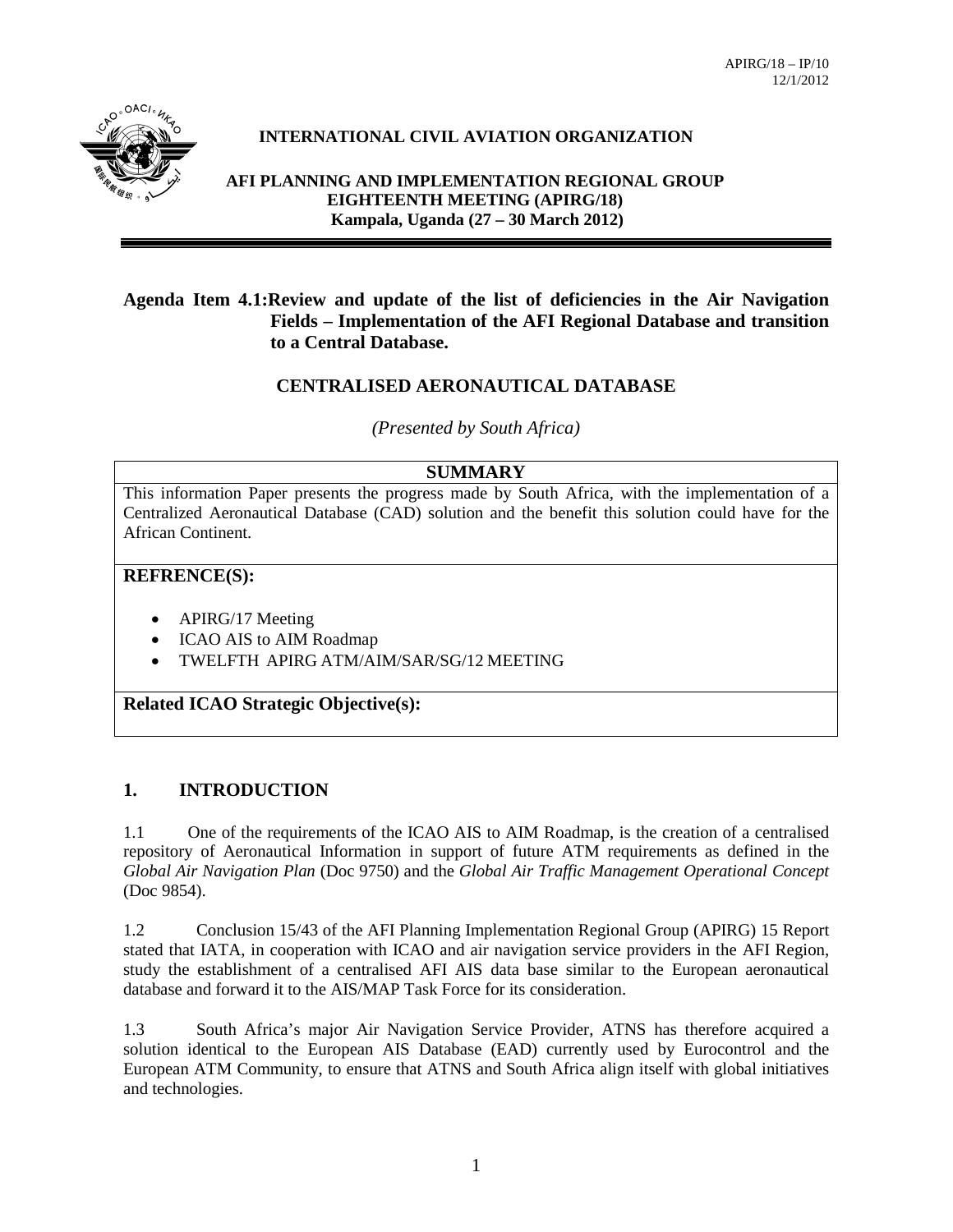APIRG/18 – IP/10
12/1/2012

**INTERNATIONAL CIVIL AVIATION ORGANIZATION**

**AFI PLANNING AND IMPLEMENTATION REGIONAL GROUP**
**EIGHTEENTH MEETING (APIRG/18)**
**Kampala, Uganda (27 – 30 March 2012)**

**Agenda Item 4.1:Review and update of the list of deficiencies in the Air Navigation Fields – Implementation of the AFI Regional Database and transition to a Central Database.**

## CENTRALISED AERONAUTICAL DATABASE

*(Presented by South Africa)*

| **SUMMARY** |
|---|
| This information Paper presents the progress made by South Africa, with the implementation of a Centralized Aeronautical Database (CAD) solution and the benefit this solution could have for the African Continent. |
| **REFRENCE(S):**<br>• APIRG/17 Meeting<br>• ICAO AIS to AIM Roadmap<br>• TWELFTH APIRG ATM/AIM/SAR/SG/12 MEETING |
| **Related ICAO Strategic Objective(s):** |

## 1. INTRODUCTION

1.1 One of the requirements of the ICAO AIS to AIM Roadmap, is the creation of a centralised repository of Aeronautical Information in support of future ATM requirements as defined in the *Global Air Navigation Plan* (Doc 9750) and the *Global Air Traffic Management Operational Concept* (Doc 9854).

1.2 Conclusion 15/43 of the AFI Planning Implementation Regional Group (APIRG) 15 Report stated that IATA, in cooperation with ICAO and air navigation service providers in the AFI Region, study the establishment of a centralised AFI AIS data base similar to the European aeronautical database and forward it to the AIS/MAP Task Force for its consideration.

1.3 South Africa's major Air Navigation Service Provider, ATNS has therefore acquired a solution identical to the European AIS Database (EAD) currently used by Eurocontrol and the European ATM Community, to ensure that ATNS and South Africa align itself with global initiatives and technologies.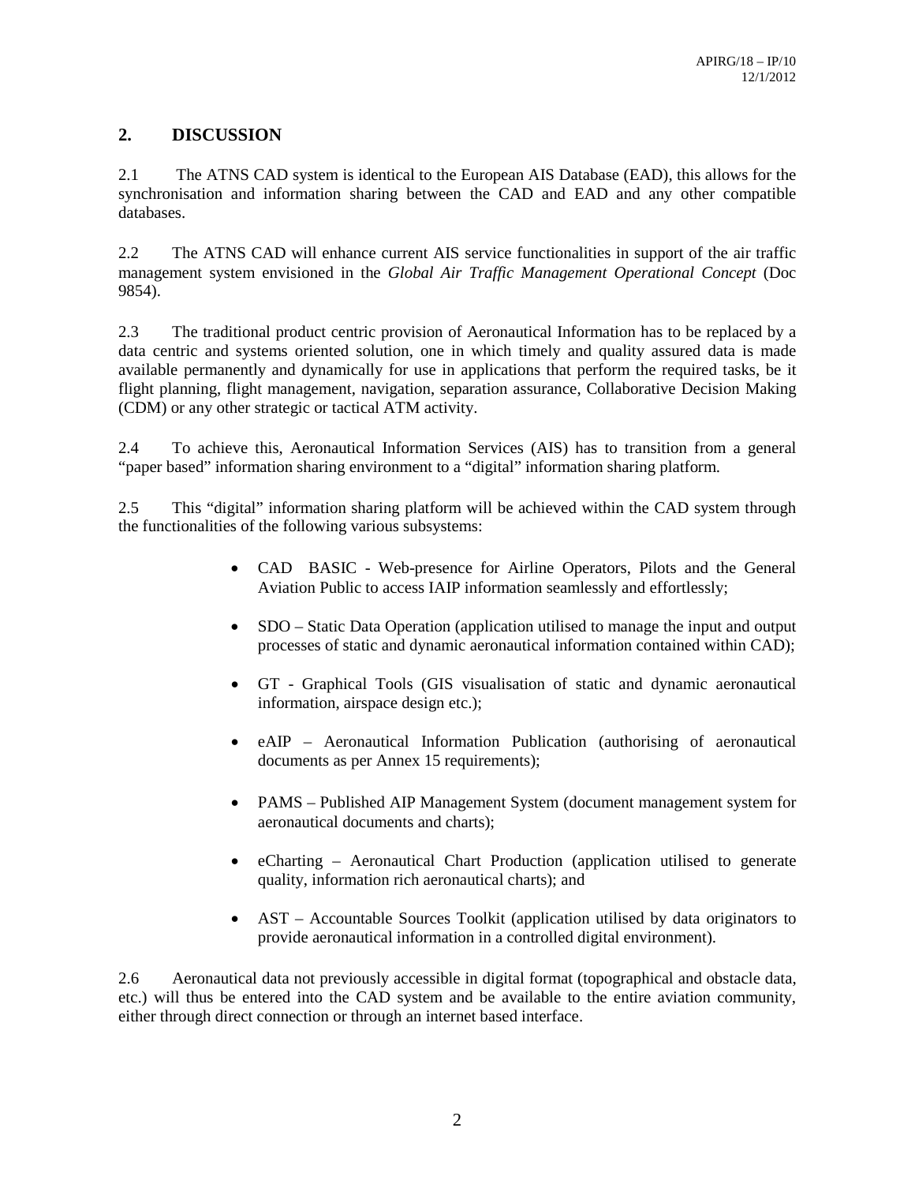## 2. DISCUSSION

2.1 The ATNS CAD system is identical to the European AIS Database (EAD), this allows for the synchronisation and information sharing between the CAD and EAD and any other compatible databases.

2.2 The ATNS CAD will enhance current AIS service functionalities in support of the air traffic management system envisioned in the *Global Air Traffic Management Operational Concept* (Doc 9854).

2.3 The traditional product centric provision of Aeronautical Information has to be replaced by a data centric and systems oriented solution, one in which timely and quality assured data is made available permanently and dynamically for use in applications that perform the required tasks, be it flight planning, flight management, navigation, separation assurance, Collaborative Decision Making (CDM) or any other strategic or tactical ATM activity.

2.4 To achieve this, Aeronautical Information Services (AIS) has to transition from a general "paper based" information sharing environment to a "digital" information sharing platform.

2.5 This "digital" information sharing platform will be achieved within the CAD system through the functionalities of the following various subsystems:

- CAD BASIC - Web-presence for Airline Operators, Pilots and the General Aviation Public to access IAIP information seamlessly and effortlessly;
- SDO – Static Data Operation (application utilised to manage the input and output processes of static and dynamic aeronautical information contained within CAD);
- GT - Graphical Tools (GIS visualisation of static and dynamic aeronautical information, airspace design etc.);
- eAIP – Aeronautical Information Publication (authorising of aeronautical documents as per Annex 15 requirements);
- PAMS – Published AIP Management System (document management system for aeronautical documents and charts);
- eCharting – Aeronautical Chart Production (application utilised to generate quality, information rich aeronautical charts); and
- AST – Accountable Sources Toolkit (application utilised by data originators to provide aeronautical information in a controlled digital environment).

2.6 Aeronautical data not previously accessible in digital format (topographical and obstacle data, etc.) will thus be entered into the CAD system and be available to the entire aviation community, either through direct connection or through an internet based interface.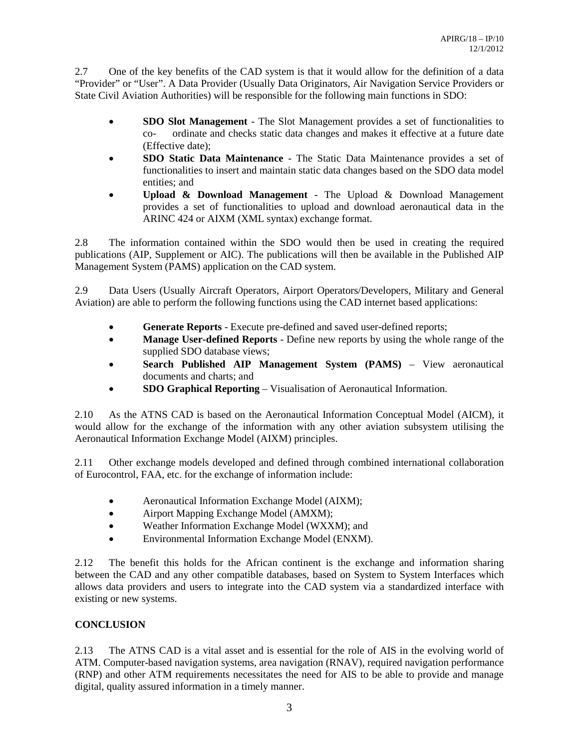2.7 One of the key benefits of the CAD system is that it would allow for the definition of a data "Provider" or "User". A Data Provider (Usually Data Originators, Air Navigation Service Providers or State Civil Aviation Authorities) will be responsible for the following main functions in SDO:

- **SDO Slot Management** - The Slot Management provides a set of functionalities to co- ordinate and checks static data changes and makes it effective at a future date (Effective date);
- **SDO Static Data Maintenance** - The Static Data Maintenance provides a set of functionalities to insert and maintain static data changes based on the SDO data model entities; and
- **Upload & Download Management** - The Upload & Download Management provides a set of functionalities to upload and download aeronautical data in the ARINC 424 or AIXM (XML syntax) exchange format.

2.8 The information contained within the SDO would then be used in creating the required publications (AIP, Supplement or AIC). The publications will then be available in the Published AIP Management System (PAMS) application on the CAD system.

2.9 Data Users (Usually Aircraft Operators, Airport Operators/Developers, Military and General Aviation) are able to perform the following functions using the CAD internet based applications:

- **Generate Reports** - Execute pre-defined and saved user-defined reports;
- **Manage User-defined Reports** - Define new reports by using the whole range of the supplied SDO database views;
- **Search Published AIP Management System (PAMS)** – View aeronautical documents and charts; and
- **SDO Graphical Reporting** – Visualisation of Aeronautical Information.

2.10 As the ATNS CAD is based on the Aeronautical Information Conceptual Model (AICM), it would allow for the exchange of the information with any other aviation subsystem utilising the Aeronautical Information Exchange Model (AIXM) principles.

2.11 Other exchange models developed and defined through combined international collaboration of Eurocontrol, FAA, etc. for the exchange of information include:

- Aeronautical Information Exchange Model (AIXM);
- Airport Mapping Exchange Model (AMXM);
- Weather Information Exchange Model (WXXM); and
- Environmental Information Exchange Model (ENXM).

2.12 The benefit this holds for the African continent is the exchange and information sharing between the CAD and any other compatible databases, based on System to System Interfaces which allows data providers and users to integrate into the CAD system via a standardized interface with existing or new systems.

## CONCLUSION

2.13 The ATNS CAD is a vital asset and is essential for the role of AIS in the evolving world of ATM. Computer-based navigation systems, area navigation (RNAV), required navigation performance (RNP) and other ATM requirements necessitates the need for AIS to be able to provide and manage digital, quality assured information in a timely manner.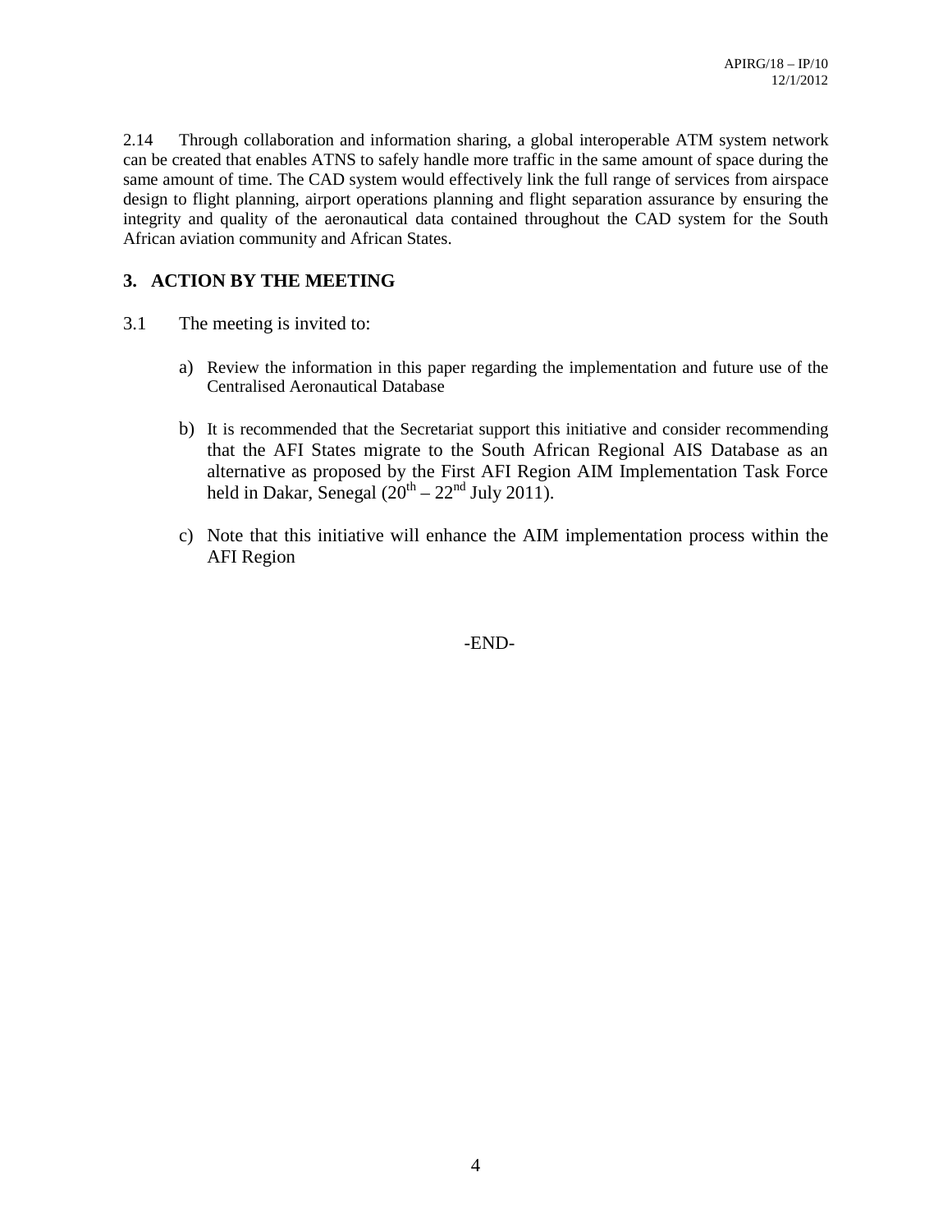2.14 Through collaboration and information sharing, a global interoperable ATM system network can be created that enables ATNS to safely handle more traffic in the same amount of space during the same amount of time. The CAD system would effectively link the full range of services from airspace design to flight planning, airport operations planning and flight separation assurance by ensuring the integrity and quality of the aeronautical data contained throughout the CAD system for the South African aviation community and African States.

## 3. ACTION BY THE MEETING

3.1 The meeting is invited to:

a) Review the information in this paper regarding the implementation and future use of the Centralised Aeronautical Database

b) It is recommended that the Secretariat support this initiative and consider recommending that the AFI States migrate to the South African Regional AIS Database as an alternative as proposed by the First AFI Region AIM Implementation Task Force held in Dakar, Senegal (20th – 22nd July 2011).

c) Note that this initiative will enhance the AIM implementation process within the AFI Region

-END-